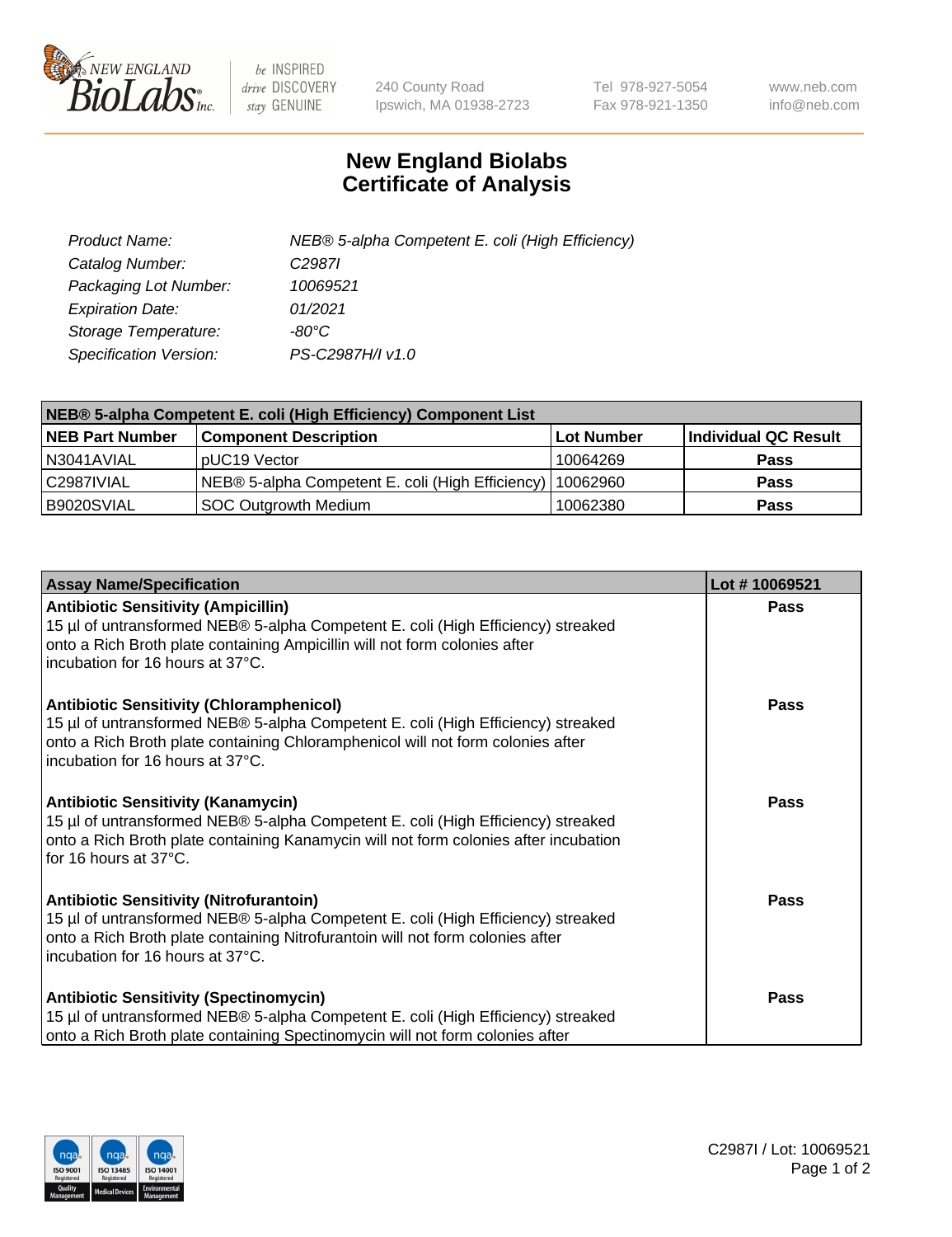New England BioLabs Inc. — be INSPIRED drive DISCOVERY stay GENUINE

240 County Road
Ipswich, MA 01938-2723

Tel 978-927-5054
Fax 978-921-1350

www.neb.com
info@neb.com

# New England Biolabs Certificate of Analysis

| | |
|---|---|
| *Product Name:* | *NEB® 5-alpha Competent E. coli (High Efficiency)* |
| *Catalog Number:* | *C2987I* |
| *Packaging Lot Number:* | *10069521* |
| *Expiration Date:* | *01/2021* |
| *Storage Temperature:* | *-80°C* |
| *Specification Version:* | *PS-C2987H/I v1.0* |

| NEB® 5-alpha Competent E. coli (High Efficiency) Component List | | | |
|---|---|---|---|
| **NEB Part Number** | **Component Description** | **Lot Number** | **Individual QC Result** |
| N3041AVIAL | pUC19 Vector | 10064269 | **Pass** |
| C2987IVIAL | NEB® 5-alpha Competent E. coli (High Efficiency) | 10062960 | **Pass** |
| B9020SVIAL | SOC Outgrowth Medium | 10062380 | **Pass** |

| Assay Name/Specification | Lot # 10069521 |
|---|---|
| **Antibiotic Sensitivity (Ampicillin)** 15 µl of untransformed NEB® 5-alpha Competent E. coli (High Efficiency) streaked onto a Rich Broth plate containing Ampicillin will not form colonies after incubation for 16 hours at 37°C. | **Pass** |
| **Antibiotic Sensitivity (Chloramphenicol)** 15 µl of untransformed NEB® 5-alpha Competent E. coli (High Efficiency) streaked onto a Rich Broth plate containing Chloramphenicol will not form colonies after incubation for 16 hours at 37°C. | **Pass** |
| **Antibiotic Sensitivity (Kanamycin)** 15 µl of untransformed NEB® 5-alpha Competent E. coli (High Efficiency) streaked onto a Rich Broth plate containing Kanamycin will not form colonies after incubation for 16 hours at 37°C. | **Pass** |
| **Antibiotic Sensitivity (Nitrofurantoin)** 15 µl of untransformed NEB® 5-alpha Competent E. coli (High Efficiency) streaked onto a Rich Broth plate containing Nitrofurantoin will not form colonies after incubation for 16 hours at 37°C. | **Pass** |
| **Antibiotic Sensitivity (Spectinomycin)** 15 µl of untransformed NEB® 5-alpha Competent E. coli (High Efficiency) streaked onto a Rich Broth plate containing Spectinomycin will not form colonies after | **Pass** |

C2987I / Lot: 10069521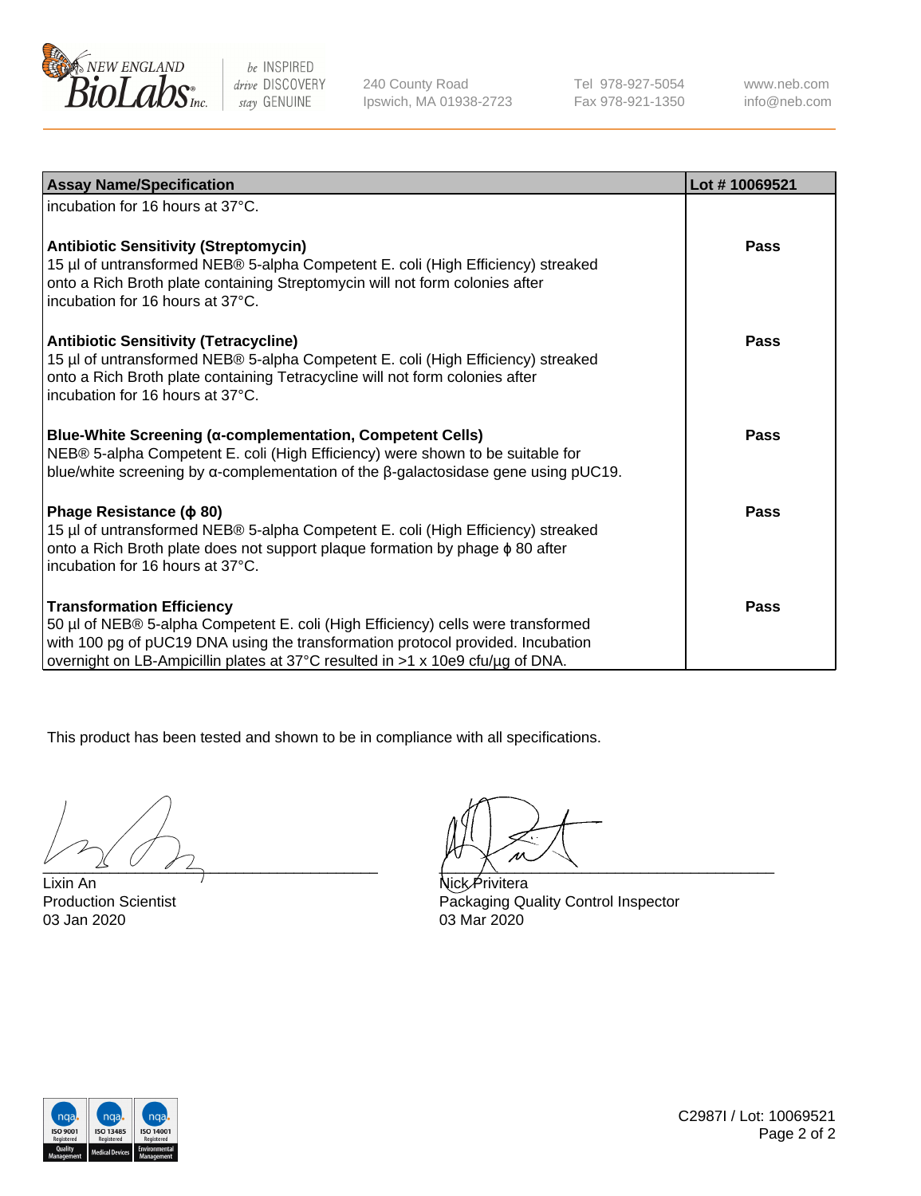| Assay Name/Specification | Lot # 10069521 |
|---|---|
| incubation for 16 hours at 37°C. | |
| **Antibiotic Sensitivity (Streptomycin)**<br>15 µl of untransformed NEB® 5-alpha Competent E. coli (High Efficiency) streaked onto a Rich Broth plate containing Streptomycin will not form colonies after incubation for 16 hours at 37°C. | Pass |
| **Antibiotic Sensitivity (Tetracycline)**<br>15 µl of untransformed NEB® 5-alpha Competent E. coli (High Efficiency) streaked onto a Rich Broth plate containing Tetracycline will not form colonies after incubation for 16 hours at 37°C. | Pass |
| **Blue-White Screening (α-complementation, Competent Cells)**<br>NEB® 5-alpha Competent E. coli (High Efficiency) were shown to be suitable for blue/white screening by α-complementation of the β-galactosidase gene using pUC19. | Pass |
| **Phage Resistance (ϕ 80)**<br>15 µl of untransformed NEB® 5-alpha Competent E. coli (High Efficiency) streaked onto a Rich Broth plate does not support plaque formation by phage ϕ 80 after incubation for 16 hours at 37°C. | Pass |
| **Transformation Efficiency**<br>50 µl of NEB® 5-alpha Competent E. coli (High Efficiency) cells were transformed with 100 pg of pUC19 DNA using the transformation protocol provided. Incubation overnight on LB-Ampicillin plates at 37°C resulted in >1 x 10e9 cfu/µg of DNA. | Pass |

This product has been tested and shown to be in compliance with all specifications.

Lixin An
Production Scientist
03 Jan 2020

Nick Privitera
Packaging Quality Control Inspector
03 Mar 2020

C2987I / Lot: 10069521